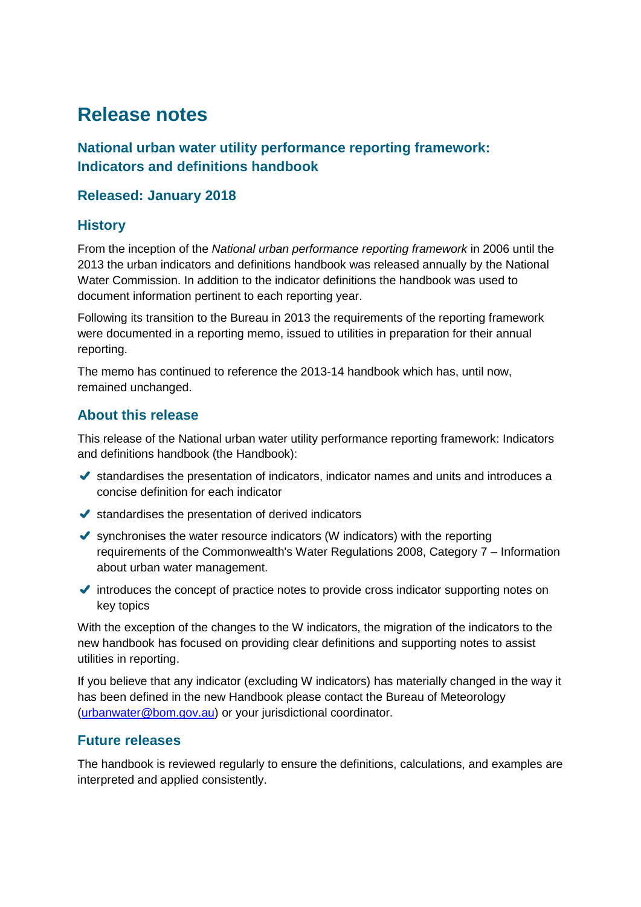# Release notes

## National urban water utility performance reporting framework: Indicators and definitions handbook

### Released: January 2018

### History

From the inception of the *National urban performance reporting framework* in 2006 until the 2013 the urban indicators and definitions handbook was released annually by the National Water Commission. In addition to the indicator definitions the handbook was used to document information pertinent to each reporting year.

Following its transition to the Bureau in 2013 the requirements of the reporting framework were documented in a reporting memo, issued to utilities in preparation for their annual reporting.

The memo has continued to reference the 2013-14 handbook which has, until now, remained unchanged.

### About this release

This release of the National urban water utility performance reporting framework: Indicators and definitions handbook (the Handbook):

- ✔ standardises the presentation of indicators, indicator names and units and introduces a concise definition for each indicator
- ✔ standardises the presentation of derived indicators
- ✔ synchronises the water resource indicators (W indicators) with the reporting requirements of the Commonwealth's Water Regulations 2008, Category 7 – Information about urban water management.
- ✔ introduces the concept of practice notes to provide cross indicator supporting notes on key topics

With the exception of the changes to the W indicators, the migration of the indicators to the new handbook has focused on providing clear definitions and supporting notes to assist utilities in reporting.

If you believe that any indicator (excluding W indicators) has materially changed in the way it has been defined in the new Handbook please contact the Bureau of Meteorology (urbanwater@bom.gov.au) or your jurisdictional coordinator.

### Future releases

The handbook is reviewed regularly to ensure the definitions, calculations, and examples are interpreted and applied consistently.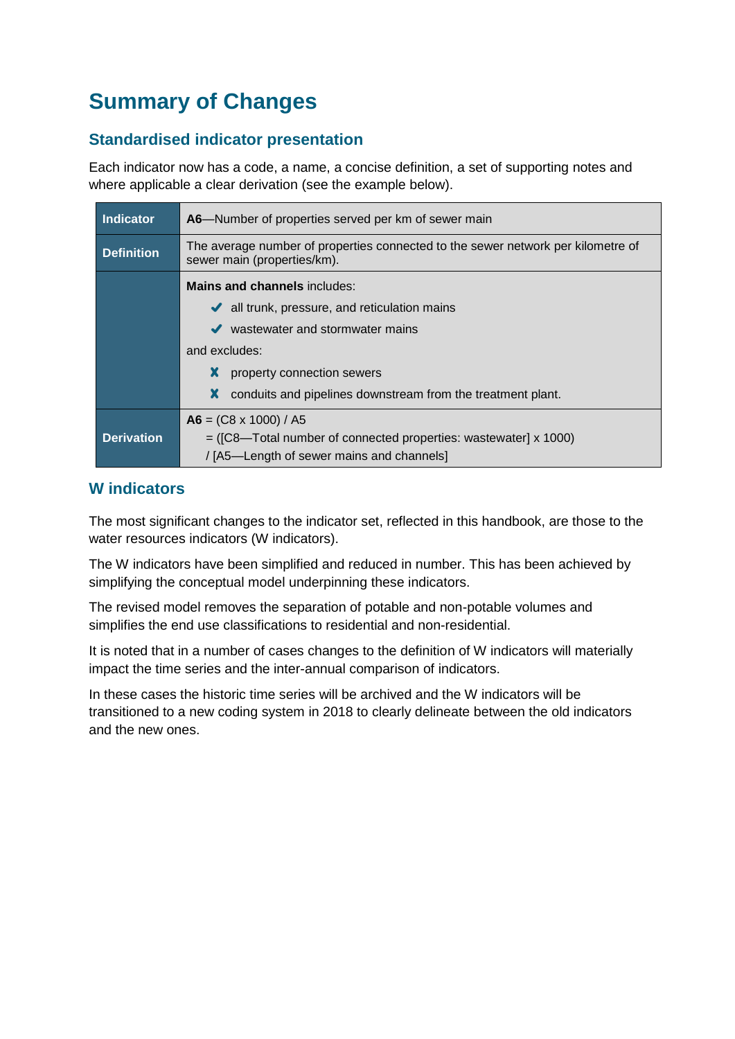# Summary of Changes

## Standardised indicator presentation

Each indicator now has a code, a name, a concise definition, a set of supporting notes and where applicable a clear derivation (see the example below).

| Indicator | **A6**—Number of properties served per km of sewer main |
|---|---|
| Definition | The average number of properties connected to the sewer network per kilometre of sewer main (properties/km). |
| | **Mains and channels** includes:<br>✔ all trunk, pressure, and reticulation mains<br>✔ wastewater and stormwater mains<br>and excludes:<br>✘ property connection sewers<br>✘ conduits and pipelines downstream from the treatment plant. |
| Derivation | **A6** = (C8 x 1000) / A5<br>= ([C8—Total number of connected properties: wastewater] x 1000)<br>/ [A5—Length of sewer mains and channels] |

## W indicators

The most significant changes to the indicator set, reflected in this handbook, are those to the water resources indicators (W indicators).

The W indicators have been simplified and reduced in number. This has been achieved by simplifying the conceptual model underpinning these indicators.

The revised model removes the separation of potable and non-potable volumes and simplifies the end use classifications to residential and non-residential.

It is noted that in a number of cases changes to the definition of W indicators will materially impact the time series and the inter-annual comparison of indicators.

In these cases the historic time series will be archived and the W indicators will be transitioned to a new coding system in 2018 to clearly delineate between the old indicators and the new ones.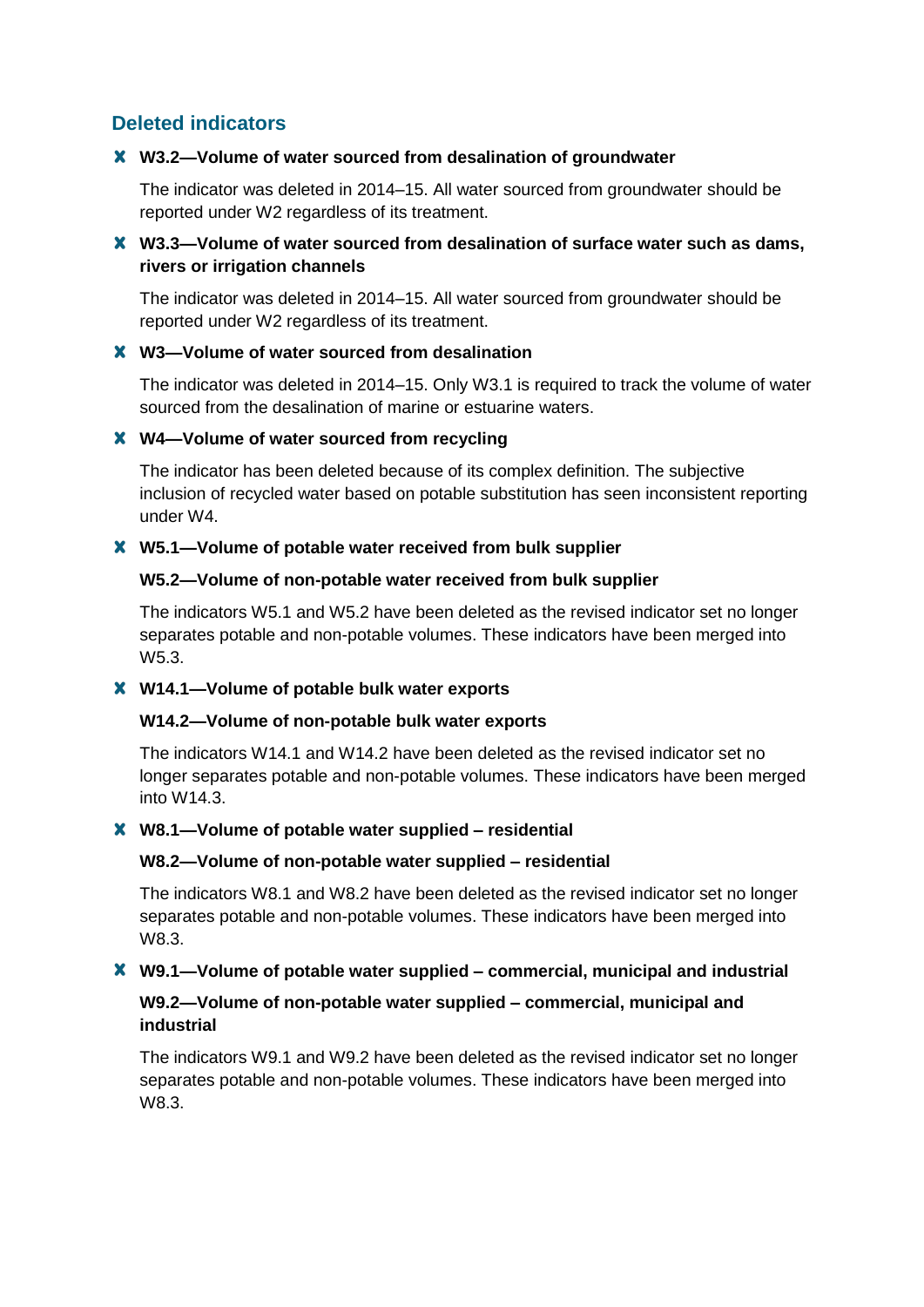## Deleted indicators

✘ **W3.2—Volume of water sourced from desalination of groundwater**

The indicator was deleted in 2014–15. All water sourced from groundwater should be reported under W2 regardless of its treatment.

✘ **W3.3—Volume of water sourced from desalination of surface water such as dams, rivers or irrigation channels**

The indicator was deleted in 2014–15. All water sourced from groundwater should be reported under W2 regardless of its treatment.

✘ **W3—Volume of water sourced from desalination**

The indicator was deleted in 2014–15. Only W3.1 is required to track the volume of water sourced from the desalination of marine or estuarine waters.

✘ **W4—Volume of water sourced from recycling**

The indicator has been deleted because of its complex definition. The subjective inclusion of recycled water based on potable substitution has seen inconsistent reporting under W4.

✘ **W5.1—Volume of potable water received from bulk supplier**

**W5.2—Volume of non-potable water received from bulk supplier**

The indicators W5.1 and W5.2 have been deleted as the revised indicator set no longer separates potable and non-potable volumes. These indicators have been merged into W5.3.

✘ **W14.1—Volume of potable bulk water exports**

**W14.2—Volume of non-potable bulk water exports**

The indicators W14.1 and W14.2 have been deleted as the revised indicator set no longer separates potable and non-potable volumes. These indicators have been merged into W14.3.

✘ **W8.1—Volume of potable water supplied – residential**

**W8.2—Volume of non-potable water supplied – residential**

The indicators W8.1 and W8.2 have been deleted as the revised indicator set no longer separates potable and non-potable volumes. These indicators have been merged into W8.3.

✘ **W9.1—Volume of potable water supplied – commercial, municipal and industrial**

**W9.2—Volume of non-potable water supplied – commercial, municipal and industrial**

The indicators W9.1 and W9.2 have been deleted as the revised indicator set no longer separates potable and non-potable volumes. These indicators have been merged into W8.3.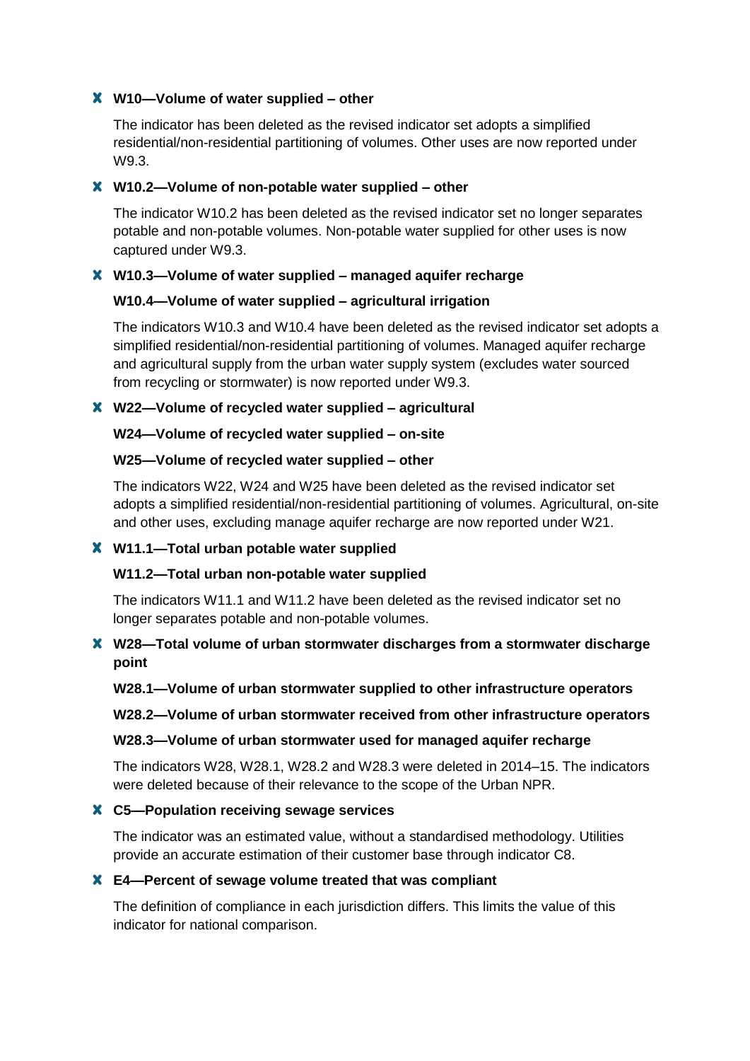✘ **W10—Volume of water supplied – other**

The indicator has been deleted as the revised indicator set adopts a simplified residential/non-residential partitioning of volumes. Other uses are now reported under W9.3.

✘ **W10.2—Volume of non-potable water supplied – other**

The indicator W10.2 has been deleted as the revised indicator set no longer separates potable and non-potable volumes. Non-potable water supplied for other uses is now captured under W9.3.

✘ **W10.3—Volume of water supplied – managed aquifer recharge**

**W10.4—Volume of water supplied – agricultural irrigation**

The indicators W10.3 and W10.4 have been deleted as the revised indicator set adopts a simplified residential/non-residential partitioning of volumes. Managed aquifer recharge and agricultural supply from the urban water supply system (excludes water sourced from recycling or stormwater) is now reported under W9.3.

✘ **W22—Volume of recycled water supplied – agricultural**

**W24—Volume of recycled water supplied – on-site**

**W25—Volume of recycled water supplied – other**

The indicators W22, W24 and W25 have been deleted as the revised indicator set adopts a simplified residential/non-residential partitioning of volumes. Agricultural, on-site and other uses, excluding manage aquifer recharge are now reported under W21.

✘ **W11.1—Total urban potable water supplied**

**W11.2—Total urban non-potable water supplied**

The indicators W11.1 and W11.2 have been deleted as the revised indicator set no longer separates potable and non-potable volumes.

✘ **W28—Total volume of urban stormwater discharges from a stormwater discharge point**

**W28.1—Volume of urban stormwater supplied to other infrastructure operators**

**W28.2—Volume of urban stormwater received from other infrastructure operators**

**W28.3—Volume of urban stormwater used for managed aquifer recharge**

The indicators W28, W28.1, W28.2 and W28.3 were deleted in 2014–15. The indicators were deleted because of their relevance to the scope of the Urban NPR.

✘ **C5—Population receiving sewage services**

The indicator was an estimated value, without a standardised methodology. Utilities provide an accurate estimation of their customer base through indicator C8.

✘ **E4—Percent of sewage volume treated that was compliant**

The definition of compliance in each jurisdiction differs. This limits the value of this indicator for national comparison.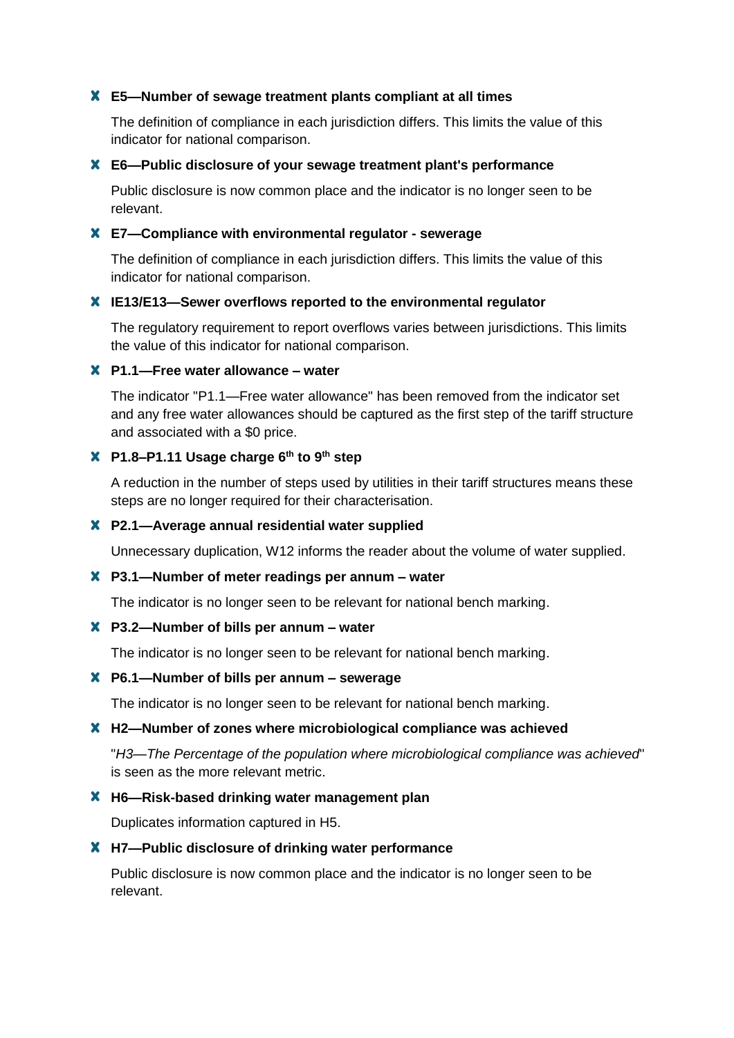✘ **E5—Number of sewage treatment plants compliant at all times**

The definition of compliance in each jurisdiction differs. This limits the value of this indicator for national comparison.

✘ **E6—Public disclosure of your sewage treatment plant's performance**

Public disclosure is now common place and the indicator is no longer seen to be relevant.

✘ **E7—Compliance with environmental regulator - sewerage**

The definition of compliance in each jurisdiction differs. This limits the value of this indicator for national comparison.

✘ **IE13/E13—Sewer overflows reported to the environmental regulator**

The regulatory requirement to report overflows varies between jurisdictions. This limits the value of this indicator for national comparison.

✘ **P1.1—Free water allowance – water**

The indicator "P1.1—Free water allowance" has been removed from the indicator set and any free water allowances should be captured as the first step of the tariff structure and associated with a $0 price.

✘ **P1.8–P1.11 Usage charge 6th to 9th step**

A reduction in the number of steps used by utilities in their tariff structures means these steps are no longer required for their characterisation.

✘ **P2.1—Average annual residential water supplied**

Unnecessary duplication, W12 informs the reader about the volume of water supplied.

✘ **P3.1—Number of meter readings per annum – water**

The indicator is no longer seen to be relevant for national bench marking.

✘ **P3.2—Number of bills per annum – water**

The indicator is no longer seen to be relevant for national bench marking.

✘ **P6.1—Number of bills per annum – sewerage**

The indicator is no longer seen to be relevant for national bench marking.

✘ **H2—Number of zones where microbiological compliance was achieved**

"*H3—The Percentage of the population where microbiological compliance was achieved*" is seen as the more relevant metric.

✘ **H6—Risk-based drinking water management plan**

Duplicates information captured in H5.

✘ **H7—Public disclosure of drinking water performance**

Public disclosure is now common place and the indicator is no longer seen to be relevant.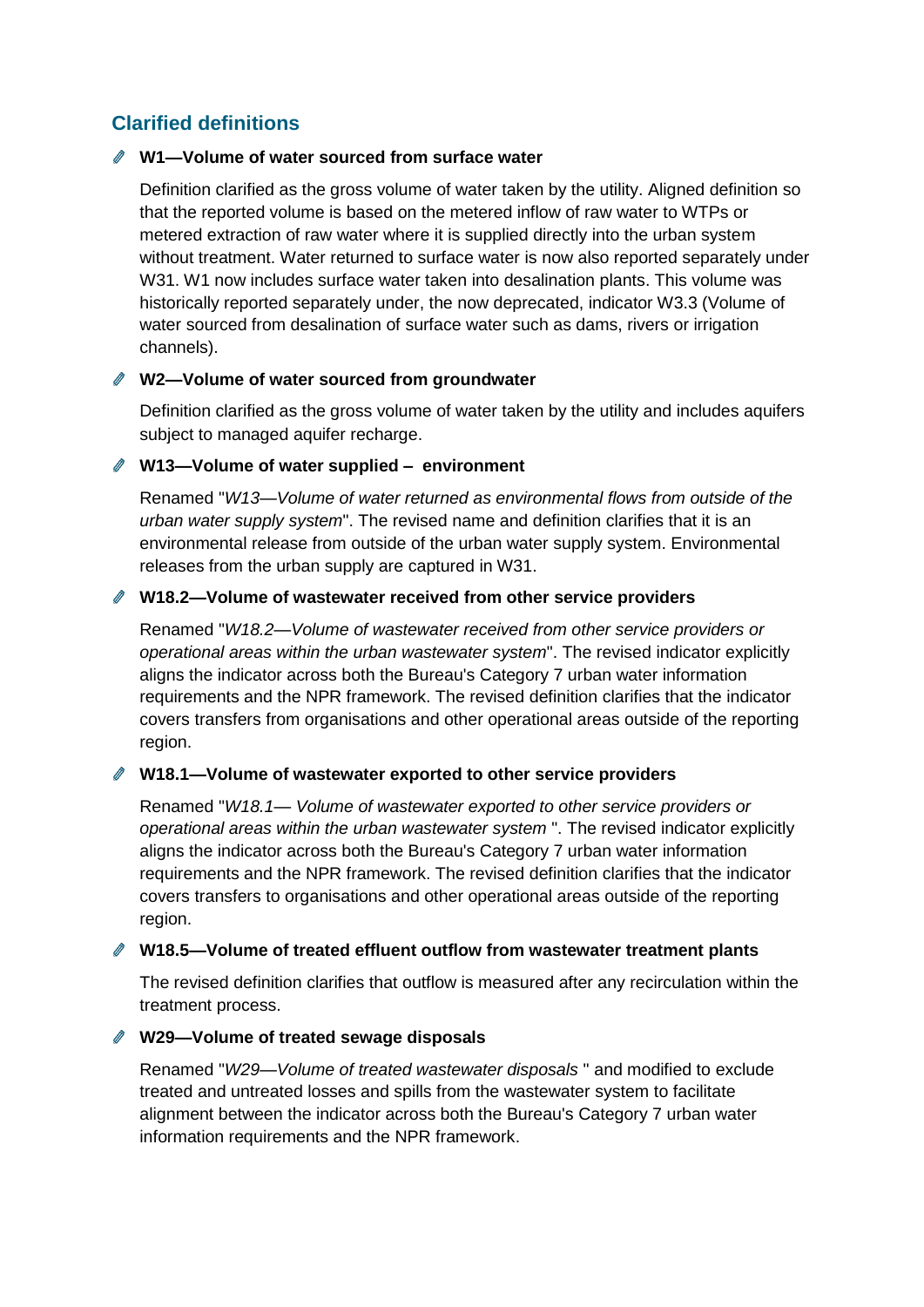## Clarified definitions

### W1—Volume of water sourced from surface water

Definition clarified as the gross volume of water taken by the utility. Aligned definition so that the reported volume is based on the metered inflow of raw water to WTPs or metered extraction of raw water where it is supplied directly into the urban system without treatment. Water returned to surface water is now also reported separately under W31. W1 now includes surface water taken into desalination plants. This volume was historically reported separately under, the now deprecated, indicator W3.3 (Volume of water sourced from desalination of surface water such as dams, rivers or irrigation channels).

### W2—Volume of water sourced from groundwater

Definition clarified as the gross volume of water taken by the utility and includes aquifers subject to managed aquifer recharge.

### W13—Volume of water supplied – environment

Renamed "*W13—Volume of water returned as environmental flows from outside of the urban water supply system*". The revised name and definition clarifies that it is an environmental release from outside of the urban water supply system. Environmental releases from the urban supply are captured in W31.

### W18.2—Volume of wastewater received from other service providers

Renamed "*W18.2—Volume of wastewater received from other service providers or operational areas within the urban wastewater system*". The revised indicator explicitly aligns the indicator across both the Bureau's Category 7 urban water information requirements and the NPR framework. The revised definition clarifies that the indicator covers transfers from organisations and other operational areas outside of the reporting region.

### W18.1—Volume of wastewater exported to other service providers

Renamed "*W18.1— Volume of wastewater exported to other service providers or operational areas within the urban wastewater system* ". The revised indicator explicitly aligns the indicator across both the Bureau's Category 7 urban water information requirements and the NPR framework. The revised definition clarifies that the indicator covers transfers to organisations and other operational areas outside of the reporting region.

### W18.5—Volume of treated effluent outflow from wastewater treatment plants

The revised definition clarifies that outflow is measured after any recirculation within the treatment process.

### W29—Volume of treated sewage disposals

Renamed "*W29—Volume of treated wastewater disposals* " and modified to exclude treated and untreated losses and spills from the wastewater system to facilitate alignment between the indicator across both the Bureau's Category 7 urban water information requirements and the NPR framework.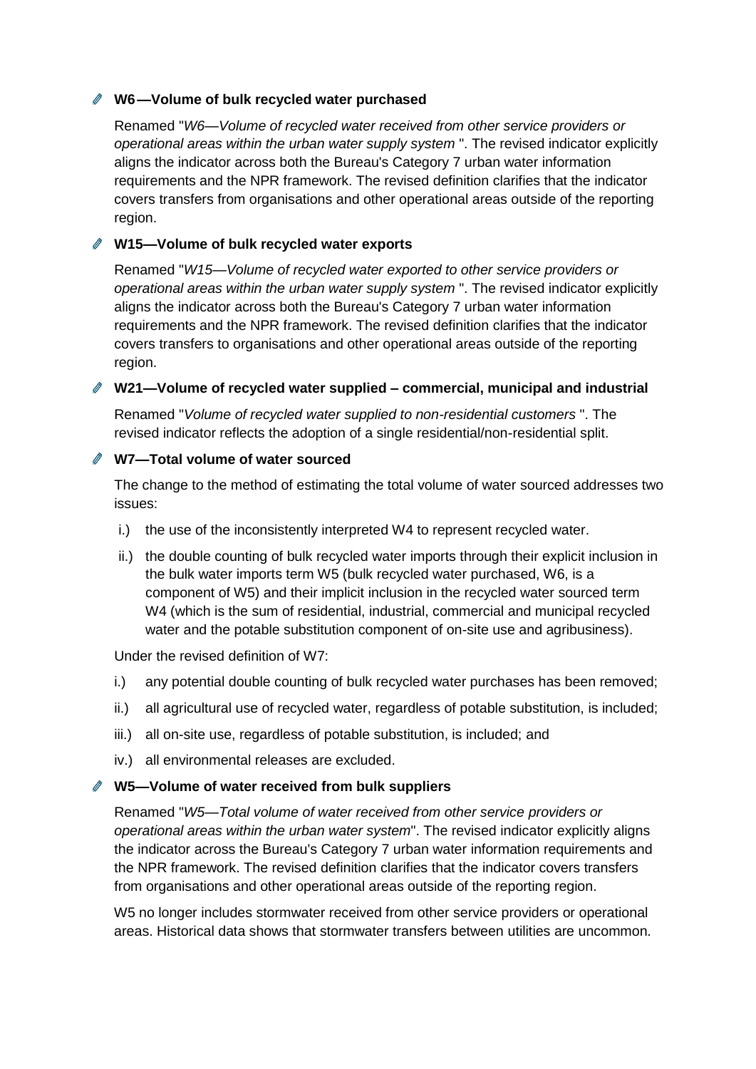### W6—Volume of bulk recycled water purchased

Renamed "*W6—Volume of recycled water received from other service providers or operational areas within the urban water supply system* ". The revised indicator explicitly aligns the indicator across both the Bureau's Category 7 urban water information requirements and the NPR framework. The revised definition clarifies that the indicator covers transfers from organisations and other operational areas outside of the reporting region.

### W15—Volume of bulk recycled water exports

Renamed "*W15—Volume of recycled water exported to other service providers or operational areas within the urban water supply system* ". The revised indicator explicitly aligns the indicator across both the Bureau's Category 7 urban water information requirements and the NPR framework. The revised definition clarifies that the indicator covers transfers to organisations and other operational areas outside of the reporting region.

### W21—Volume of recycled water supplied – commercial, municipal and industrial

Renamed "*Volume of recycled water supplied to non-residential customers* ". The revised indicator reflects the adoption of a single residential/non-residential split.

### W7—Total volume of water sourced

The change to the method of estimating the total volume of water sourced addresses two issues:

i.) the use of the inconsistently interpreted W4 to represent recycled water.

ii.) the double counting of bulk recycled water imports through their explicit inclusion in the bulk water imports term W5 (bulk recycled water purchased, W6, is a component of W5) and their implicit inclusion in the recycled water sourced term W4 (which is the sum of residential, industrial, commercial and municipal recycled water and the potable substitution component of on-site use and agribusiness).

Under the revised definition of W7:

i.) any potential double counting of bulk recycled water purchases has been removed;

ii.) all agricultural use of recycled water, regardless of potable substitution, is included;

iii.) all on-site use, regardless of potable substitution, is included; and

iv.) all environmental releases are excluded.

### W5—Volume of water received from bulk suppliers

Renamed "*W5—Total volume of water received from other service providers or operational areas within the urban water system*". The revised indicator explicitly aligns the indicator across the Bureau's Category 7 urban water information requirements and the NPR framework. The revised definition clarifies that the indicator covers transfers from organisations and other operational areas outside of the reporting region.

W5 no longer includes stormwater received from other service providers or operational areas. Historical data shows that stormwater transfers between utilities are uncommon.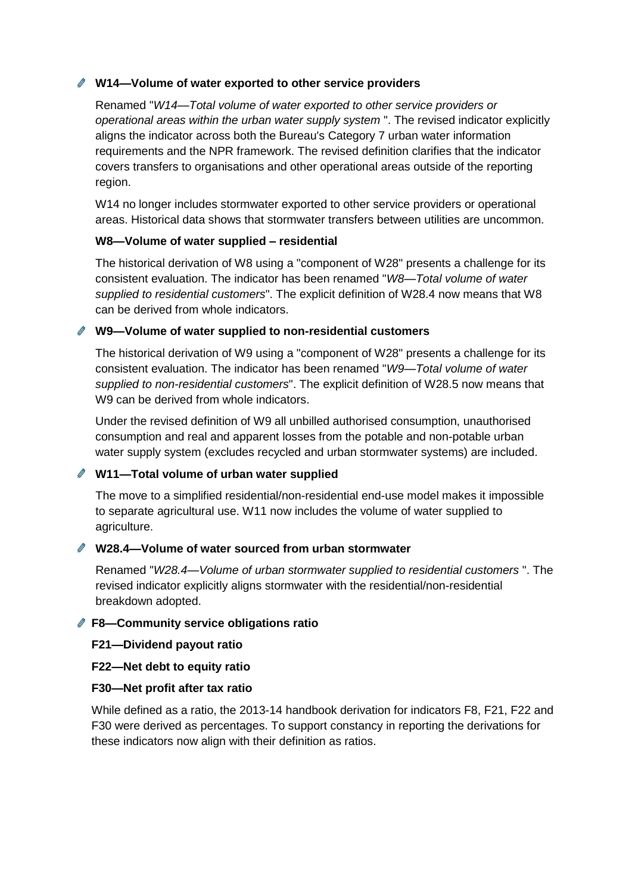**W14—Volume of water exported to other service providers**

Renamed "*W14—Total volume of water exported to other service providers or operational areas within the urban water supply system* ". The revised indicator explicitly aligns the indicator across both the Bureau's Category 7 urban water information requirements and the NPR framework. The revised definition clarifies that the indicator covers transfers to organisations and other operational areas outside of the reporting region.

W14 no longer includes stormwater exported to other service providers or operational areas. Historical data shows that stormwater transfers between utilities are uncommon.

**W8—Volume of water supplied – residential**

The historical derivation of W8 using a "component of W28" presents a challenge for its consistent evaluation. The indicator has been renamed "*W8—Total volume of water supplied to residential customers*". The explicit definition of W28.4 now means that W8 can be derived from whole indicators.

**W9—Volume of water supplied to non-residential customers**

The historical derivation of W9 using a "component of W28" presents a challenge for its consistent evaluation. The indicator has been renamed "*W9—Total volume of water supplied to non-residential customers*". The explicit definition of W28.5 now means that W9 can be derived from whole indicators.

Under the revised definition of W9 all unbilled authorised consumption, unauthorised consumption and real and apparent losses from the potable and non-potable urban water supply system (excludes recycled and urban stormwater systems) are included.

**W11—Total volume of urban water supplied**

The move to a simplified residential/non-residential end-use model makes it impossible to separate agricultural use. W11 now includes the volume of water supplied to agriculture.

**W28.4—Volume of water sourced from urban stormwater**

Renamed "*W28.4—Volume of urban stormwater supplied to residential customers* ". The revised indicator explicitly aligns stormwater with the residential/non-residential breakdown adopted.

**F8—Community service obligations ratio**

**F21—Dividend payout ratio**

**F22—Net debt to equity ratio**

**F30—Net profit after tax ratio**

While defined as a ratio, the 2013-14 handbook derivation for indicators F8, F21, F22 and F30 were derived as percentages. To support constancy in reporting the derivations for these indicators now align with their definition as ratios.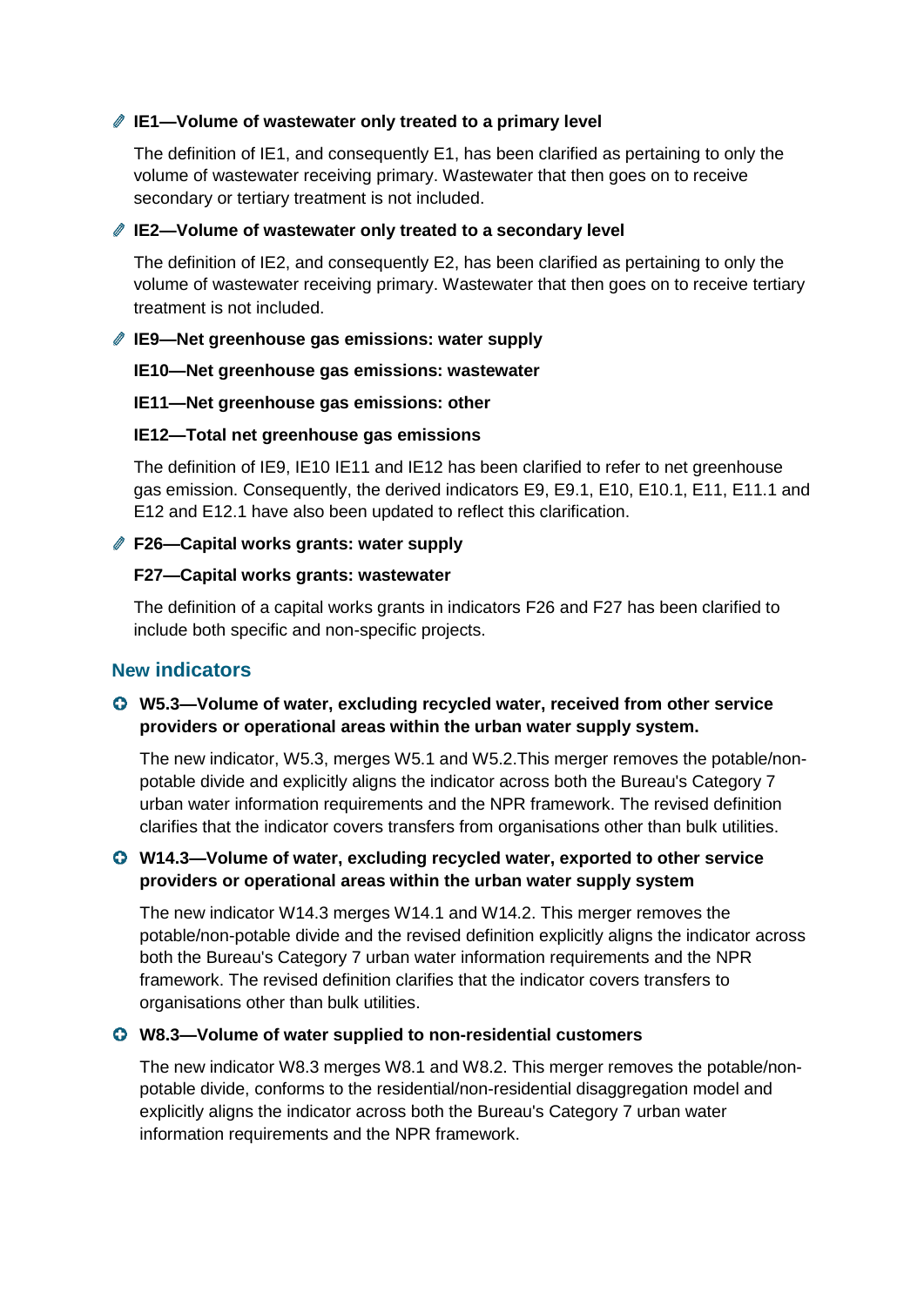**IE1—Volume of wastewater only treated to a primary level**

The definition of IE1, and consequently E1, has been clarified as pertaining to only the volume of wastewater receiving primary. Wastewater that then goes on to receive secondary or tertiary treatment is not included.

**IE2—Volume of wastewater only treated to a secondary level**

The definition of IE2, and consequently E2, has been clarified as pertaining to only the volume of wastewater receiving primary. Wastewater that then goes on to receive tertiary treatment is not included.

**IE9—Net greenhouse gas emissions: water supply**

**IE10—Net greenhouse gas emissions: wastewater**

**IE11—Net greenhouse gas emissions: other**

**IE12—Total net greenhouse gas emissions**

The definition of IE9, IE10 IE11 and IE12 has been clarified to refer to net greenhouse gas emission. Consequently, the derived indicators E9, E9.1, E10, E10.1, E11, E11.1 and E12 and E12.1 have also been updated to reflect this clarification.

**F26—Capital works grants: water supply**

**F27—Capital works grants: wastewater**

The definition of a capital works grants in indicators F26 and F27 has been clarified to include both specific and non-specific projects.

## New indicators

**W5.3—Volume of water, excluding recycled water, received from other service providers or operational areas within the urban water supply system.**

The new indicator, W5.3, merges W5.1 and W5.2.This merger removes the potable/non-potable divide and explicitly aligns the indicator across both the Bureau's Category 7 urban water information requirements and the NPR framework. The revised definition clarifies that the indicator covers transfers from organisations other than bulk utilities.

**W14.3—Volume of water, excluding recycled water, exported to other service providers or operational areas within the urban water supply system**

The new indicator W14.3 merges W14.1 and W14.2. This merger removes the potable/non-potable divide and the revised definition explicitly aligns the indicator across both the Bureau's Category 7 urban water information requirements and the NPR framework. The revised definition clarifies that the indicator covers transfers to organisations other than bulk utilities.

**W8.3—Volume of water supplied to non-residential customers**

The new indicator W8.3 merges W8.1 and W8.2. This merger removes the potable/non-potable divide, conforms to the residential/non-residential disaggregation model and explicitly aligns the indicator across both the Bureau's Category 7 urban water information requirements and the NPR framework.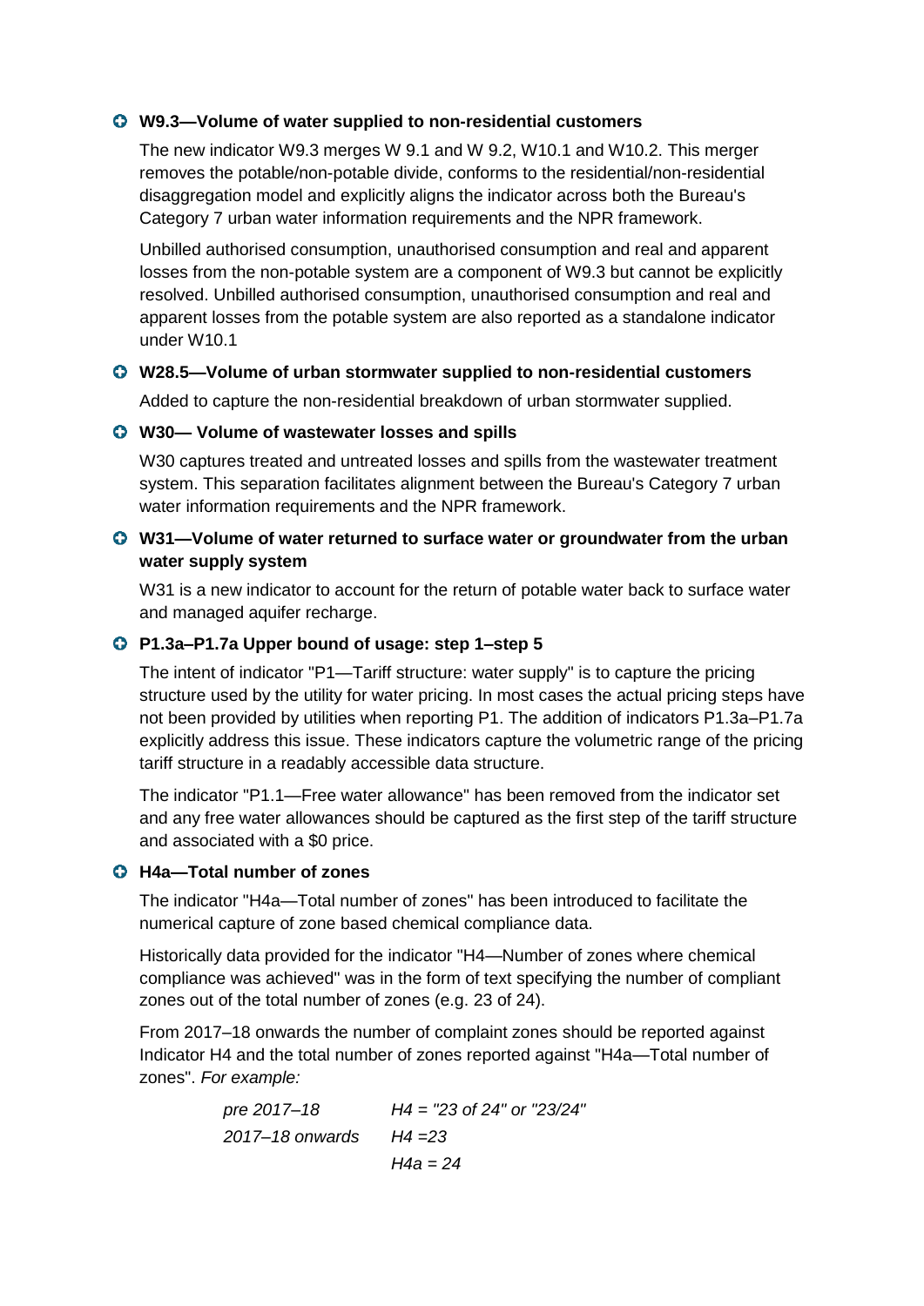### W9.3—Volume of water supplied to non-residential customers

The new indicator W9.3 merges W 9.1 and W 9.2, W10.1 and W10.2. This merger removes the potable/non-potable divide, conforms to the residential/non-residential disaggregation model and explicitly aligns the indicator across both the Bureau's Category 7 urban water information requirements and the NPR framework.

Unbilled authorised consumption, unauthorised consumption and real and apparent losses from the non-potable system are a component of W9.3 but cannot be explicitly resolved. Unbilled authorised consumption, unauthorised consumption and real and apparent losses from the potable system are also reported as a standalone indicator under W10.1

### W28.5—Volume of urban stormwater supplied to non-residential customers

Added to capture the non-residential breakdown of urban stormwater supplied.

### W30— Volume of wastewater losses and spills

W30 captures treated and untreated losses and spills from the wastewater treatment system. This separation facilitates alignment between the Bureau's Category 7 urban water information requirements and the NPR framework.

### W31—Volume of water returned to surface water or groundwater from the urban water supply system

W31 is a new indicator to account for the return of potable water back to surface water and managed aquifer recharge.

### P1.3a–P1.7a Upper bound of usage: step 1–step 5

The intent of indicator "P1—Tariff structure: water supply" is to capture the pricing structure used by the utility for water pricing. In most cases the actual pricing steps have not been provided by utilities when reporting P1. The addition of indicators P1.3a–P1.7a explicitly address this issue. These indicators capture the volumetric range of the pricing tariff structure in a readably accessible data structure.

The indicator "P1.1—Free water allowance" has been removed from the indicator set and any free water allowances should be captured as the first step of the tariff structure and associated with a $0 price.

### H4a—Total number of zones

The indicator "H4a—Total number of zones" has been introduced to facilitate the numerical capture of zone based chemical compliance data.

Historically data provided for the indicator "H4—Number of zones where chemical compliance was achieved" was in the form of text specifying the number of compliant zones out of the total number of zones (e.g. 23 of 24).

From 2017–18 onwards the number of complaint zones should be reported against Indicator H4 and the total number of zones reported against "H4a—Total number of zones". *For example:*

| | |
|---|---|
| *pre 2017–18* | *H4 = "23 of 24" or "23/24"* |
| *2017–18 onwards* | *H4 =23* |
| | *H4a = 24* |